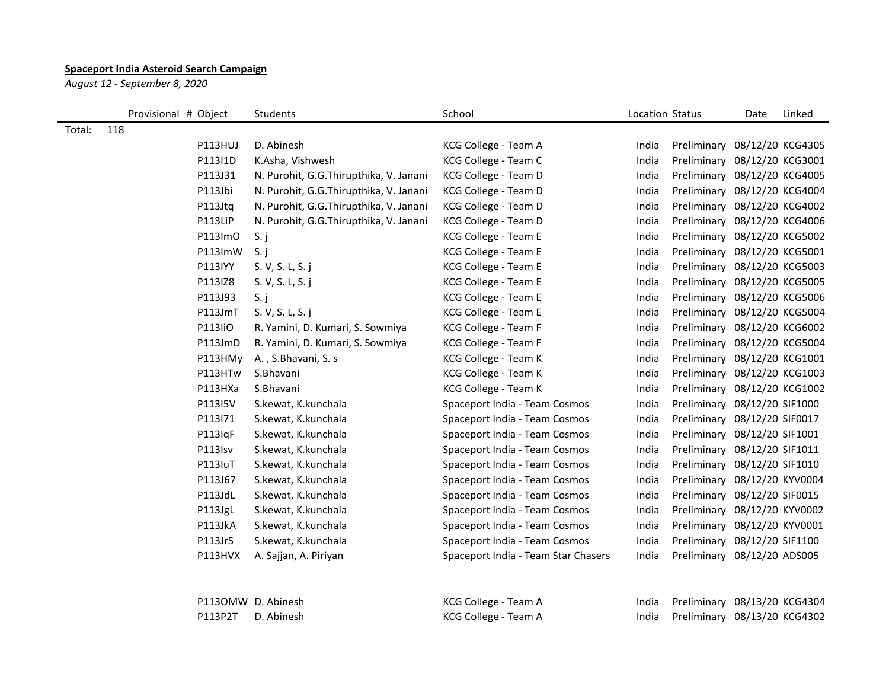**Spaceport India Asteroid Search Campaign**

*August 12 - September 8, 2020*

| | Provisional # | Object | Students | School | Location | Status | Date | Linked |
|---|---|---|---|---|---|---|---|---|
| Total: | 118 | | | | | | | |
| | | P113HUJ | D. Abinesh | KCG College - Team A | India | Preliminary | 08/12/20 | KCG4305 |
| | | P113I1D | K.Asha, Vishwesh | KCG College - Team C | India | Preliminary | 08/12/20 | KCG3001 |
| | | P113J31 | N. Purohit, G.G.Thirupthika, V. Janani | KCG College - Team D | India | Preliminary | 08/12/20 | KCG4005 |
| | | P113Jbi | N. Purohit, G.G.Thirupthika, V. Janani | KCG College - Team D | India | Preliminary | 08/12/20 | KCG4004 |
| | | P113Jtq | N. Purohit, G.G.Thirupthika, V. Janani | KCG College - Team D | India | Preliminary | 08/12/20 | KCG4002 |
| | | P113LiP | N. Purohit, G.G.Thirupthika, V. Janani | KCG College - Team D | India | Preliminary | 08/12/20 | KCG4006 |
| | | P113ImO | S. j | KCG College - Team E | India | Preliminary | 08/12/20 | KCG5002 |
| | | P113ImW | S. j | KCG College - Team E | India | Preliminary | 08/12/20 | KCG5001 |
| | | P113IYY | S. V, S. L, S. j | KCG College - Team E | India | Preliminary | 08/12/20 | KCG5003 |
| | | P113IZ8 | S. V, S. L, S. j | KCG College - Team E | India | Preliminary | 08/12/20 | KCG5005 |
| | | P113J93 | S. j | KCG College - Team E | India | Preliminary | 08/12/20 | KCG5006 |
| | | P113JmT | S. V, S. L, S. j | KCG College - Team E | India | Preliminary | 08/12/20 | KCG5004 |
| | | P113IiO | R. Yamini, D. Kumari, S. Sowmiya | KCG College - Team F | India | Preliminary | 08/12/20 | KCG6002 |
| | | P113JmD | R. Yamini, D. Kumari, S. Sowmiya | KCG College - Team F | India | Preliminary | 08/12/20 | KCG5004 |
| | | P113HMy | A. , S.Bhavani, S. s | KCG College - Team K | India | Preliminary | 08/12/20 | KCG1001 |
| | | P113HTw | S.Bhavani | KCG College - Team K | India | Preliminary | 08/12/20 | KCG1003 |
| | | P113HXa | S.Bhavani | KCG College - Team K | India | Preliminary | 08/12/20 | KCG1002 |
| | | P113I5V | S.kewat, K.kunchala | Spaceport India - Team Cosmos | India | Preliminary | 08/12/20 | SIF1000 |
| | | P113I71 | S.kewat, K.kunchala | Spaceport India - Team Cosmos | India | Preliminary | 08/12/20 | SIF0017 |
| | | P113IqF | S.kewat, K.kunchala | Spaceport India - Team Cosmos | India | Preliminary | 08/12/20 | SIF1001 |
| | | P113Isv | S.kewat, K.kunchala | Spaceport India - Team Cosmos | India | Preliminary | 08/12/20 | SIF1011 |
| | | P113IuT | S.kewat, K.kunchala | Spaceport India - Team Cosmos | India | Preliminary | 08/12/20 | SIF1010 |
| | | P113J67 | S.kewat, K.kunchala | Spaceport India - Team Cosmos | India | Preliminary | 08/12/20 | KYV0004 |
| | | P113JdL | S.kewat, K.kunchala | Spaceport India - Team Cosmos | India | Preliminary | 08/12/20 | SIF0015 |
| | | P113JgL | S.kewat, K.kunchala | Spaceport India - Team Cosmos | India | Preliminary | 08/12/20 | KYV0002 |
| | | P113JkA | S.kewat, K.kunchala | Spaceport India - Team Cosmos | India | Preliminary | 08/12/20 | KYV0001 |
| | | P113JrS | S.kewat, K.kunchala | Spaceport India - Team Cosmos | India | Preliminary | 08/12/20 | SIF1100 |
| | | P113HVX | A. Sajjan, A. Piriyan | Spaceport India - Team Star Chasers | India | Preliminary | 08/12/20 | ADS005 |
| | | | | | | | | |
| | | P113OMW | D. Abinesh | KCG College - Team A | India | Preliminary | 08/13/20 | KCG4304 |
| | | P113P2T | D. Abinesh | KCG College - Team A | India | Preliminary | 08/13/20 | KCG4302 |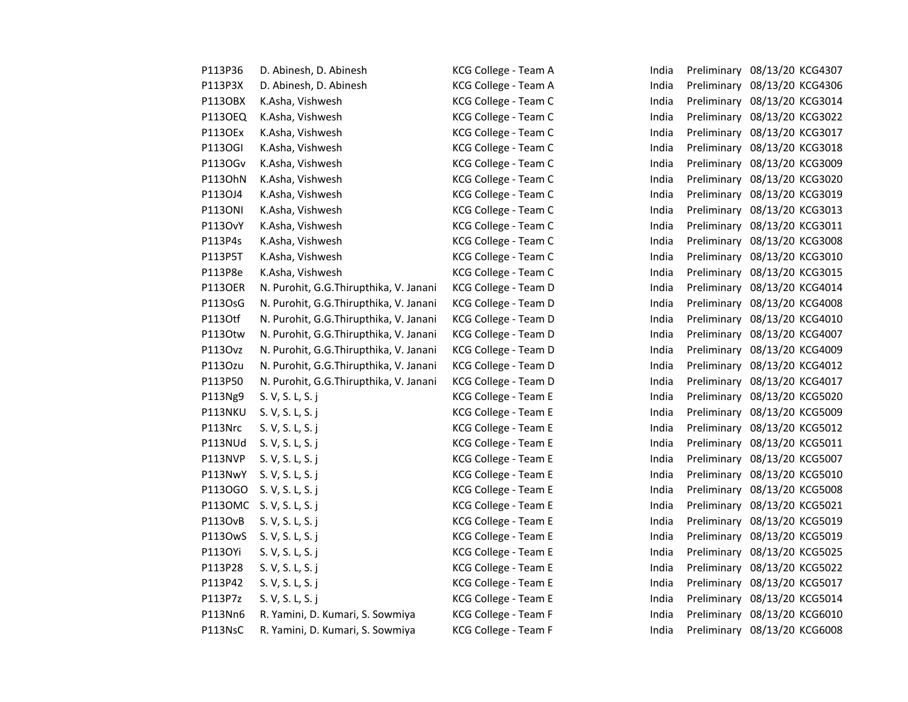| | | | | | | |
|---|---|---|---|---|---|---|
| P113P36 | D. Abinesh, D. Abinesh | KCG College - Team A | India | Preliminary | 08/13/20 | KCG4307 |
| P113P3X | D. Abinesh, D. Abinesh | KCG College - Team A | India | Preliminary | 08/13/20 | KCG4306 |
| P113OBX | K.Asha, Vishwesh | KCG College - Team C | India | Preliminary | 08/13/20 | KCG3014 |
| P113OEQ | K.Asha, Vishwesh | KCG College - Team C | India | Preliminary | 08/13/20 | KCG3022 |
| P113OEx | K.Asha, Vishwesh | KCG College - Team C | India | Preliminary | 08/13/20 | KCG3017 |
| P113OGI | K.Asha, Vishwesh | KCG College - Team C | India | Preliminary | 08/13/20 | KCG3018 |
| P113OGv | K.Asha, Vishwesh | KCG College - Team C | India | Preliminary | 08/13/20 | KCG3009 |
| P113OhN | K.Asha, Vishwesh | KCG College - Team C | India | Preliminary | 08/13/20 | KCG3020 |
| P113OJ4 | K.Asha, Vishwesh | KCG College - Team C | India | Preliminary | 08/13/20 | KCG3019 |
| P113ONI | K.Asha, Vishwesh | KCG College - Team C | India | Preliminary | 08/13/20 | KCG3013 |
| P113OvY | K.Asha, Vishwesh | KCG College - Team C | India | Preliminary | 08/13/20 | KCG3011 |
| P113P4s | K.Asha, Vishwesh | KCG College - Team C | India | Preliminary | 08/13/20 | KCG3008 |
| P113P5T | K.Asha, Vishwesh | KCG College - Team C | India | Preliminary | 08/13/20 | KCG3010 |
| P113P8e | K.Asha, Vishwesh | KCG College - Team C | India | Preliminary | 08/13/20 | KCG3015 |
| P113OER | N. Purohit, G.G.Thirupthika, V. Janani | KCG College - Team D | India | Preliminary | 08/13/20 | KCG4014 |
| P113OsG | N. Purohit, G.G.Thirupthika, V. Janani | KCG College - Team D | India | Preliminary | 08/13/20 | KCG4008 |
| P113Otf | N. Purohit, G.G.Thirupthika, V. Janani | KCG College - Team D | India | Preliminary | 08/13/20 | KCG4010 |
| P113Otw | N. Purohit, G.G.Thirupthika, V. Janani | KCG College - Team D | India | Preliminary | 08/13/20 | KCG4007 |
| P113Ovz | N. Purohit, G.G.Thirupthika, V. Janani | KCG College - Team D | India | Preliminary | 08/13/20 | KCG4009 |
| P113Ozu | N. Purohit, G.G.Thirupthika, V. Janani | KCG College - Team D | India | Preliminary | 08/13/20 | KCG4012 |
| P113P50 | N. Purohit, G.G.Thirupthika, V. Janani | KCG College - Team D | India | Preliminary | 08/13/20 | KCG4017 |
| P113Ng9 | S. V, S. L, S. j | KCG College - Team E | India | Preliminary | 08/13/20 | KCG5020 |
| P113NKU | S. V, S. L, S. j | KCG College - Team E | India | Preliminary | 08/13/20 | KCG5009 |
| P113Nrc | S. V, S. L, S. j | KCG College - Team E | India | Preliminary | 08/13/20 | KCG5012 |
| P113NUd | S. V, S. L, S. j | KCG College - Team E | India | Preliminary | 08/13/20 | KCG5011 |
| P113NVP | S. V, S. L, S. j | KCG College - Team E | India | Preliminary | 08/13/20 | KCG5007 |
| P113NwY | S. V, S. L, S. j | KCG College - Team E | India | Preliminary | 08/13/20 | KCG5010 |
| P113OGO | S. V, S. L, S. j | KCG College - Team E | India | Preliminary | 08/13/20 | KCG5008 |
| P113OMC | S. V, S. L, S. j | KCG College - Team E | India | Preliminary | 08/13/20 | KCG5021 |
| P113OvB | S. V, S. L, S. j | KCG College - Team E | India | Preliminary | 08/13/20 | KCG5019 |
| P113OwS | S. V, S. L, S. j | KCG College - Team E | India | Preliminary | 08/13/20 | KCG5019 |
| P113OYi | S. V, S. L, S. j | KCG College - Team E | India | Preliminary | 08/13/20 | KCG5025 |
| P113P28 | S. V, S. L, S. j | KCG College - Team E | India | Preliminary | 08/13/20 | KCG5022 |
| P113P42 | S. V, S. L, S. j | KCG College - Team E | India | Preliminary | 08/13/20 | KCG5017 |
| P113P7z | S. V, S. L, S. j | KCG College - Team E | India | Preliminary | 08/13/20 | KCG5014 |
| P113Nn6 | R. Yamini, D. Kumari, S. Sowmiya | KCG College - Team F | India | Preliminary | 08/13/20 | KCG6010 |
| P113NsC | R. Yamini, D. Kumari, S. Sowmiya | KCG College - Team F | India | Preliminary | 08/13/20 | KCG6008 |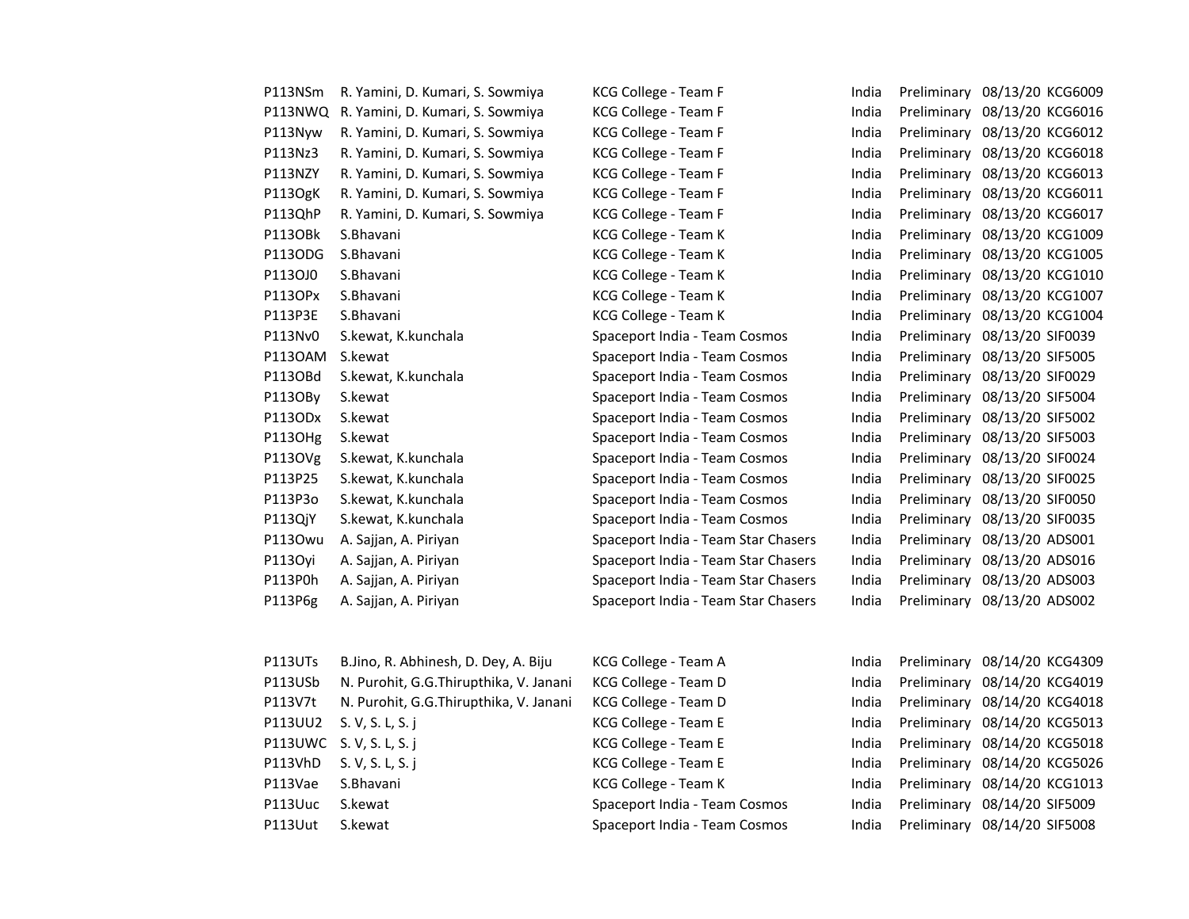| | | | | | | |
|---|---|---|---|---|---|---|
| P113NSm | R. Yamini, D. Kumari, S. Sowmiya | KCG College - Team F | India | Preliminary | 08/13/20 | KCG6009 |
| P113NWQ | R. Yamini, D. Kumari, S. Sowmiya | KCG College - Team F | India | Preliminary | 08/13/20 | KCG6016 |
| P113Nyw | R. Yamini, D. Kumari, S. Sowmiya | KCG College - Team F | India | Preliminary | 08/13/20 | KCG6012 |
| P113Nz3 | R. Yamini, D. Kumari, S. Sowmiya | KCG College - Team F | India | Preliminary | 08/13/20 | KCG6018 |
| P113NZY | R. Yamini, D. Kumari, S. Sowmiya | KCG College - Team F | India | Preliminary | 08/13/20 | KCG6013 |
| P113OgK | R. Yamini, D. Kumari, S. Sowmiya | KCG College - Team F | India | Preliminary | 08/13/20 | KCG6011 |
| P113QhP | R. Yamini, D. Kumari, S. Sowmiya | KCG College - Team F | India | Preliminary | 08/13/20 | KCG6017 |
| P113OBk | S.Bhavani | KCG College - Team K | India | Preliminary | 08/13/20 | KCG1009 |
| P113ODG | S.Bhavani | KCG College - Team K | India | Preliminary | 08/13/20 | KCG1005 |
| P113OJ0 | S.Bhavani | KCG College - Team K | India | Preliminary | 08/13/20 | KCG1010 |
| P113OPx | S.Bhavani | KCG College - Team K | India | Preliminary | 08/13/20 | KCG1007 |
| P113P3E | S.Bhavani | KCG College - Team K | India | Preliminary | 08/13/20 | KCG1004 |
| P113Nv0 | S.kewat, K.kunchala | Spaceport India - Team Cosmos | India | Preliminary | 08/13/20 | SIF0039 |
| P113OAM | S.kewat | Spaceport India - Team Cosmos | India | Preliminary | 08/13/20 | SIF5005 |
| P113OBd | S.kewat, K.kunchala | Spaceport India - Team Cosmos | India | Preliminary | 08/13/20 | SIF0029 |
| P113OBy | S.kewat | Spaceport India - Team Cosmos | India | Preliminary | 08/13/20 | SIF5004 |
| P113ODx | S.kewat | Spaceport India - Team Cosmos | India | Preliminary | 08/13/20 | SIF5002 |
| P113OHg | S.kewat | Spaceport India - Team Cosmos | India | Preliminary | 08/13/20 | SIF5003 |
| P113OVg | S.kewat, K.kunchala | Spaceport India - Team Cosmos | India | Preliminary | 08/13/20 | SIF0024 |
| P113P25 | S.kewat, K.kunchala | Spaceport India - Team Cosmos | India | Preliminary | 08/13/20 | SIF0025 |
| P113P3o | S.kewat, K.kunchala | Spaceport India - Team Cosmos | India | Preliminary | 08/13/20 | SIF0050 |
| P113QjY | S.kewat, K.kunchala | Spaceport India - Team Cosmos | India | Preliminary | 08/13/20 | SIF0035 |
| P113Owu | A. Sajjan, A. Piriyan | Spaceport India - Team Star Chasers | India | Preliminary | 08/13/20 | ADS001 |
| P113Oyi | A. Sajjan, A. Piriyan | Spaceport India - Team Star Chasers | India | Preliminary | 08/13/20 | ADS016 |
| P113P0h | A. Sajjan, A. Piriyan | Spaceport India - Team Star Chasers | India | Preliminary | 08/13/20 | ADS003 |
| P113P6g | A. Sajjan, A. Piriyan | Spaceport India - Team Star Chasers | India | Preliminary | 08/13/20 | ADS002 |

| | | | | | | |
|---|---|---|---|---|---|---|
| P113UTs | B.Jino, R. Abhinesh, D. Dey, A. Biju | KCG College - Team A | India | Preliminary | 08/14/20 | KCG4309 |
| P113USb | N. Purohit, G.G.Thirupthika, V. Janani | KCG College - Team D | India | Preliminary | 08/14/20 | KCG4019 |
| P113V7t | N. Purohit, G.G.Thirupthika, V. Janani | KCG College - Team D | India | Preliminary | 08/14/20 | KCG4018 |
| P113UU2 | S. V, S. L, S. j | KCG College - Team E | India | Preliminary | 08/14/20 | KCG5013 |
| P113UWC | S. V, S. L, S. j | KCG College - Team E | India | Preliminary | 08/14/20 | KCG5018 |
| P113VhD | S. V, S. L, S. j | KCG College - Team E | India | Preliminary | 08/14/20 | KCG5026 |
| P113Vae | S.Bhavani | KCG College - Team K | India | Preliminary | 08/14/20 | KCG1013 |
| P113Uuc | S.kewat | Spaceport India - Team Cosmos | India | Preliminary | 08/14/20 | SIF5009 |
| P113Uut | S.kewat | Spaceport India - Team Cosmos | India | Preliminary | 08/14/20 | SIF5008 |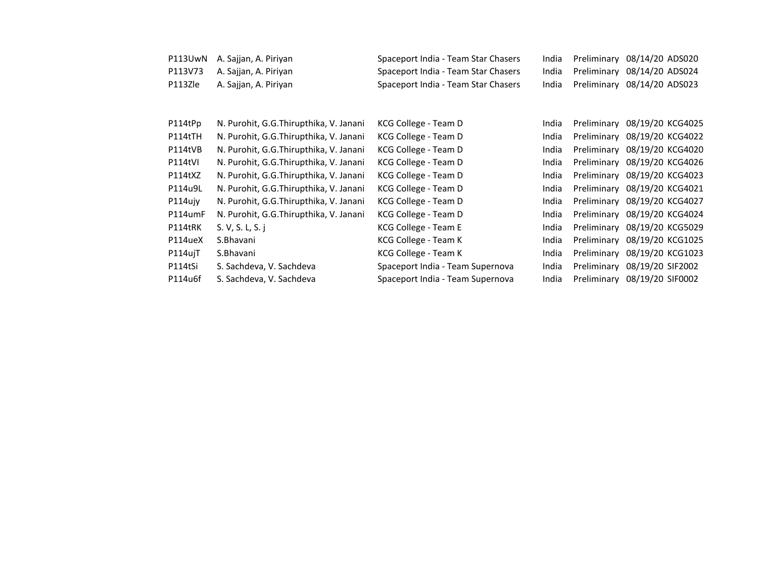| | | | | | | |
|---|---|---|---|---|---|---|
| P113UwN | A. Sajjan, A. Piriyan | Spaceport India - Team Star Chasers | India | Preliminary | 08/14/20 | ADS020 |
| P113V73 | A. Sajjan, A. Piriyan | Spaceport India - Team Star Chasers | India | Preliminary | 08/14/20 | ADS024 |
| P113Zle | A. Sajjan, A. Piriyan | Spaceport India - Team Star Chasers | India | Preliminary | 08/14/20 | ADS023 |
| | | | | | | |
| P114tPp | N. Purohit, G.G.Thirupthika, V. Janani | KCG College - Team D | India | Preliminary | 08/19/20 | KCG4025 |
| P114tTH | N. Purohit, G.G.Thirupthika, V. Janani | KCG College - Team D | India | Preliminary | 08/19/20 | KCG4022 |
| P114tVB | N. Purohit, G.G.Thirupthika, V. Janani | KCG College - Team D | India | Preliminary | 08/19/20 | KCG4020 |
| P114tVl | N. Purohit, G.G.Thirupthika, V. Janani | KCG College - Team D | India | Preliminary | 08/19/20 | KCG4026 |
| P114tXZ | N. Purohit, G.G.Thirupthika, V. Janani | KCG College - Team D | India | Preliminary | 08/19/20 | KCG4023 |
| P114u9L | N. Purohit, G.G.Thirupthika, V. Janani | KCG College - Team D | India | Preliminary | 08/19/20 | KCG4021 |
| P114ujy | N. Purohit, G.G.Thirupthika, V. Janani | KCG College - Team D | India | Preliminary | 08/19/20 | KCG4027 |
| P114umF | N. Purohit, G.G.Thirupthika, V. Janani | KCG College - Team D | India | Preliminary | 08/19/20 | KCG4024 |
| P114tRK | S. V, S. L, S. j | KCG College - Team E | India | Preliminary | 08/19/20 | KCG5029 |
| P114ueX | S.Bhavani | KCG College - Team K | India | Preliminary | 08/19/20 | KCG1025 |
| P114ujT | S.Bhavani | KCG College - Team K | India | Preliminary | 08/19/20 | KCG1023 |
| P114tSi | S. Sachdeva, V. Sachdeva | Spaceport India - Team Supernova | India | Preliminary | 08/19/20 | SIF2002 |
| P114u6f | S. Sachdeva, V. Sachdeva | Spaceport India - Team Supernova | India | Preliminary | 08/19/20 | SIF0002 |